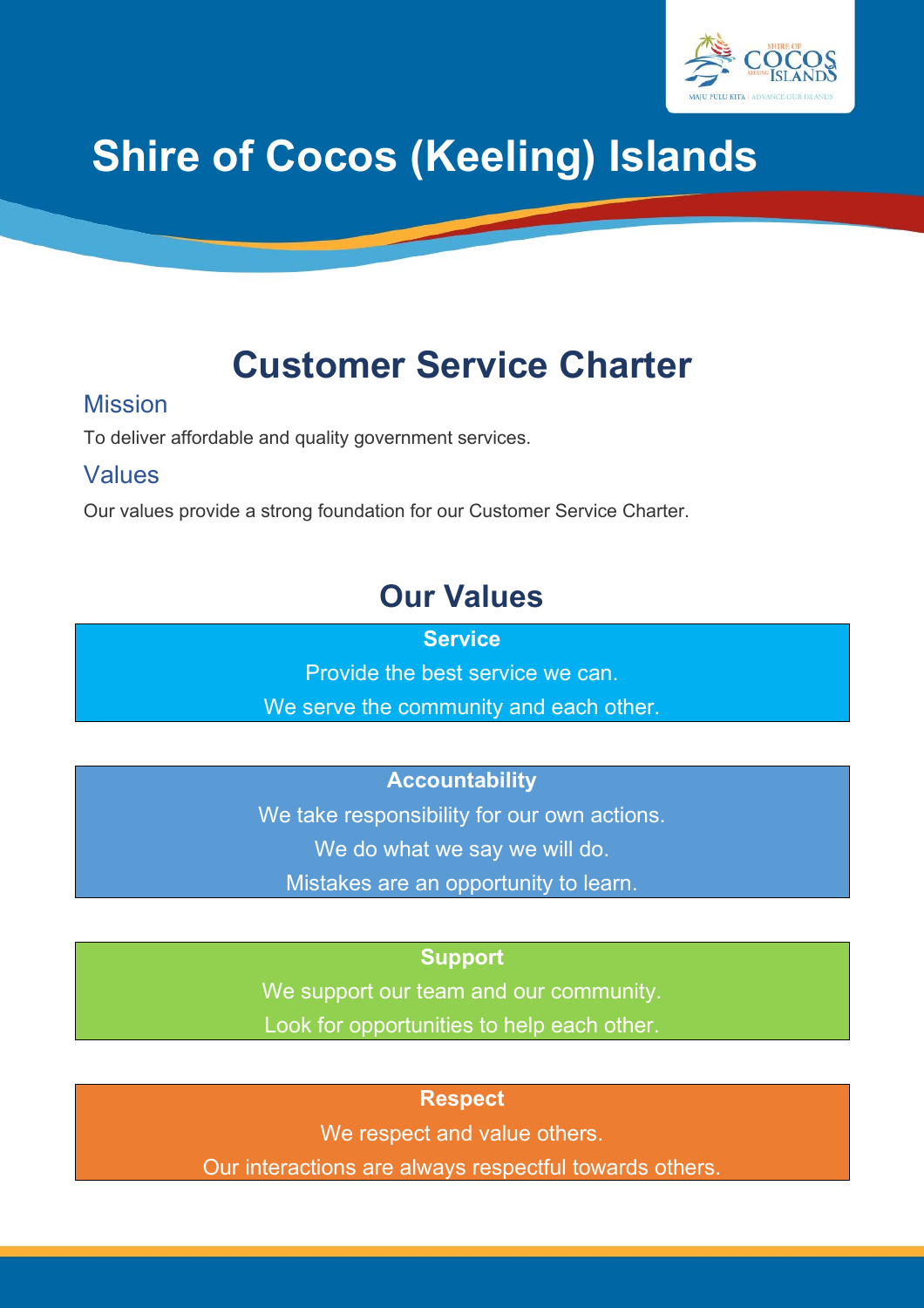# Shire of Cocos (Keeling) Islands

## Customer Service Charter

### Mission

To deliver affordable and quality government services.

### Values

Our values provide a strong foundation for our Customer Service Charter.

## Our Values

**Service**

Provide the best service we can.

We serve the community and each other.

**Accountability**

We take responsibility for our own actions.

We do what we say we will do.

Mistakes are an opportunity to learn.

**Support**

We support our team and our community.

Look for opportunities to help each other.

**Respect**

We respect and value others.

Our interactions are always respectful towards others.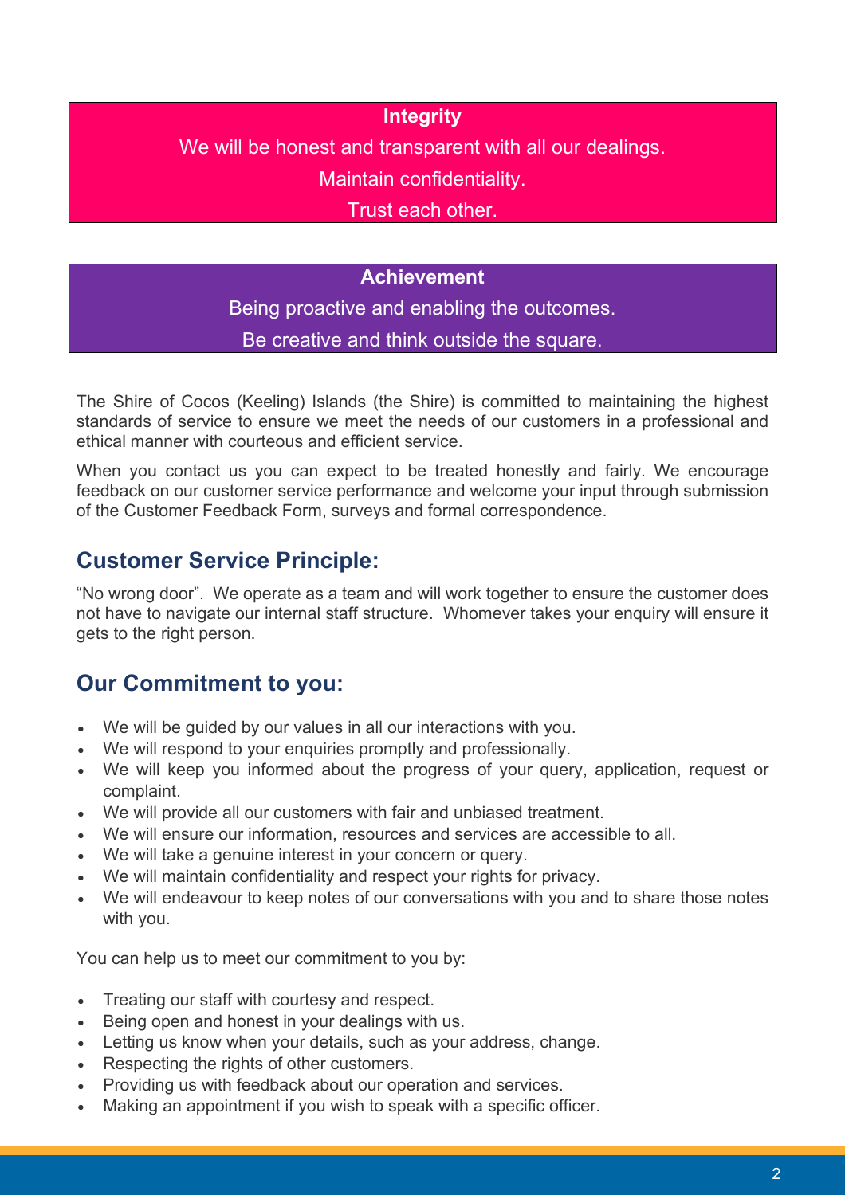**Integrity**

We will be honest and transparent with all our dealings.

Maintain confidentiality.

Trust each other.

**Achievement**

Being proactive and enabling the outcomes.

Be creative and think outside the square.

The Shire of Cocos (Keeling) Islands (the Shire) is committed to maintaining the highest standards of service to ensure we meet the needs of our customers in a professional and ethical manner with courteous and efficient service.

When you contact us you can expect to be treated honestly and fairly. We encourage feedback on our customer service performance and welcome your input through submission of the Customer Feedback Form, surveys and formal correspondence.

## Customer Service Principle:

"No wrong door". We operate as a team and will work together to ensure the customer does not have to navigate our internal staff structure. Whomever takes your enquiry will ensure it gets to the right person.

## Our Commitment to you:

- We will be guided by our values in all our interactions with you.
- We will respond to your enquiries promptly and professionally.
- We will keep you informed about the progress of your query, application, request or complaint.
- We will provide all our customers with fair and unbiased treatment.
- We will ensure our information, resources and services are accessible to all.
- We will take a genuine interest in your concern or query.
- We will maintain confidentiality and respect your rights for privacy.
- We will endeavour to keep notes of our conversations with you and to share those notes with you.

You can help us to meet our commitment to you by:

- Treating our staff with courtesy and respect.
- Being open and honest in your dealings with us.
- Letting us know when your details, such as your address, change.
- Respecting the rights of other customers.
- Providing us with feedback about our operation and services.
- Making an appointment if you wish to speak with a specific officer.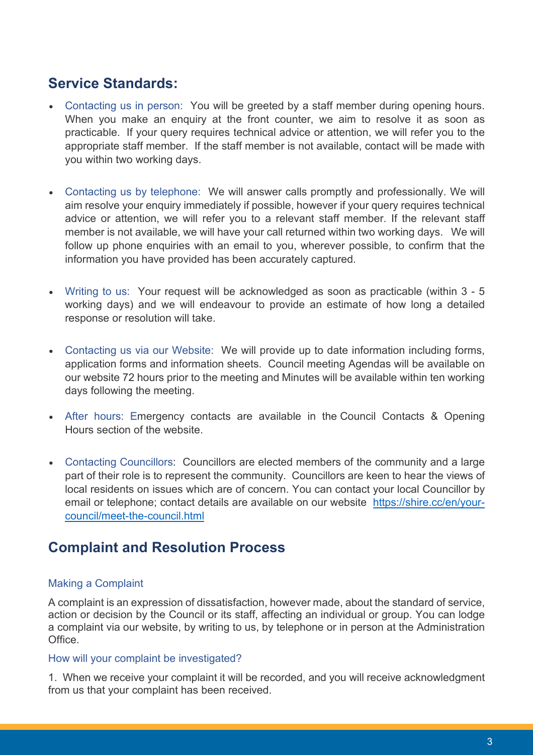## Service Standards:

- Contacting us in person: You will be greeted by a staff member during opening hours. When you make an enquiry at the front counter, we aim to resolve it as soon as practicable. If your query requires technical advice or attention, we will refer you to the appropriate staff member. If the staff member is not available, contact will be made with you within two working days.

- Contacting us by telephone: We will answer calls promptly and professionally. We will aim resolve your enquiry immediately if possible, however if your query requires technical advice or attention, we will refer you to a relevant staff member. If the relevant staff member is not available, we will have your call returned within two working days. We will follow up phone enquiries with an email to you, wherever possible, to confirm that the information you have provided has been accurately captured.

- Writing to us: Your request will be acknowledged as soon as practicable (within 3 - 5 working days) and we will endeavour to provide an estimate of how long a detailed response or resolution will take.

- Contacting us via our Website: We will provide up to date information including forms, application forms and information sheets. Council meeting Agendas will be available on our website 72 hours prior to the meeting and Minutes will be available within ten working days following the meeting.

- After hours: Emergency contacts are available in the Council Contacts & Opening Hours section of the website.

- Contacting Councillors: Councillors are elected members of the community and a large part of their role is to represent the community. Councillors are keen to hear the views of local residents on issues which are of concern. You can contact your local Councillor by email or telephone; contact details are available on our website [https://shire.cc/en/your-council/meet-the-council.html](https://shire.cc/en/your-council/meet-the-council.html)

## Complaint and Resolution Process

### Making a Complaint

A complaint is an expression of dissatisfaction, however made, about the standard of service, action or decision by the Council or its staff, affecting an individual or group. You can lodge a complaint via our website, by writing to us, by telephone or in person at the Administration Office.

### How will your complaint be investigated?

1. When we receive your complaint it will be recorded, and you will receive acknowledgment from us that your complaint has been received.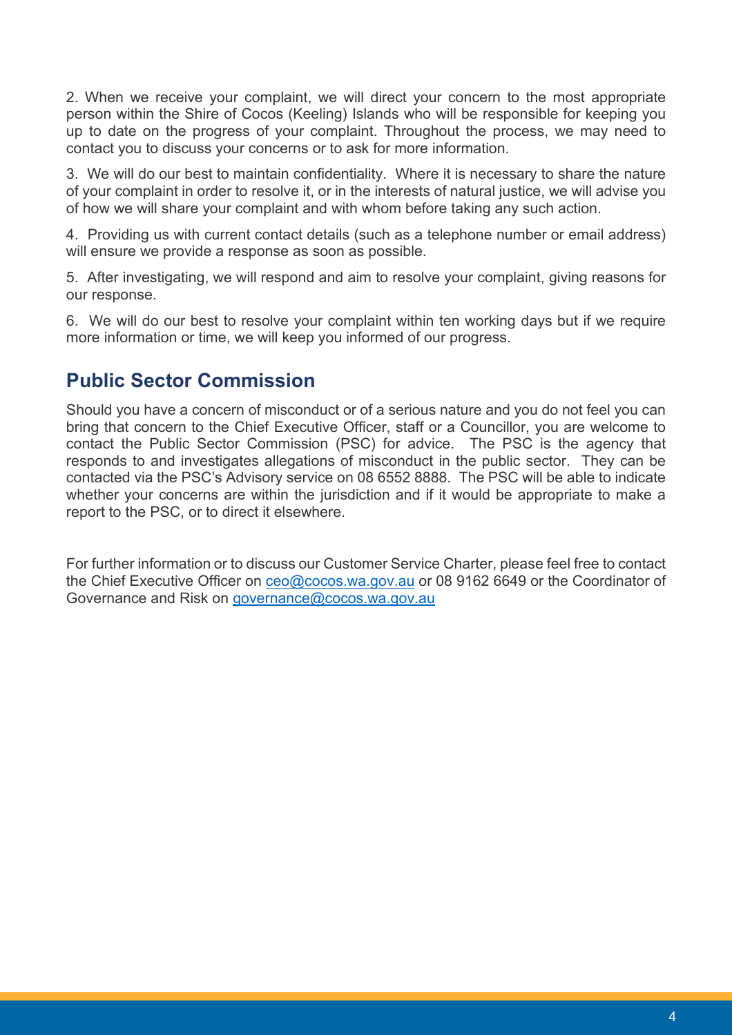2. When we receive your complaint, we will direct your concern to the most appropriate person within the Shire of Cocos (Keeling) Islands who will be responsible for keeping you up to date on the progress of your complaint. Throughout the process, we may need to contact you to discuss your concerns or to ask for more information.

3. We will do our best to maintain confidentiality. Where it is necessary to share the nature of your complaint in order to resolve it, or in the interests of natural justice, we will advise you of how we will share your complaint and with whom before taking any such action.

4. Providing us with current contact details (such as a telephone number or email address) will ensure we provide a response as soon as possible.

5. After investigating, we will respond and aim to resolve your complaint, giving reasons for our response.

6. We will do our best to resolve your complaint within ten working days but if we require more information or time, we will keep you informed of our progress.

## Public Sector Commission

Should you have a concern of misconduct or of a serious nature and you do not feel you can bring that concern to the Chief Executive Officer, staff or a Councillor, you are welcome to contact the Public Sector Commission (PSC) for advice. The PSC is the agency that responds to and investigates allegations of misconduct in the public sector. They can be contacted via the PSC's Advisory service on 08 6552 8888. The PSC will be able to indicate whether your concerns are within the jurisdiction and if it would be appropriate to make a report to the PSC, or to direct it elsewhere.

For further information or to discuss our Customer Service Charter, please feel free to contact the Chief Executive Officer on ceo@cocos.wa.gov.au or 08 9162 6649 or the Coordinator of Governance and Risk on governance@cocos.wa.gov.au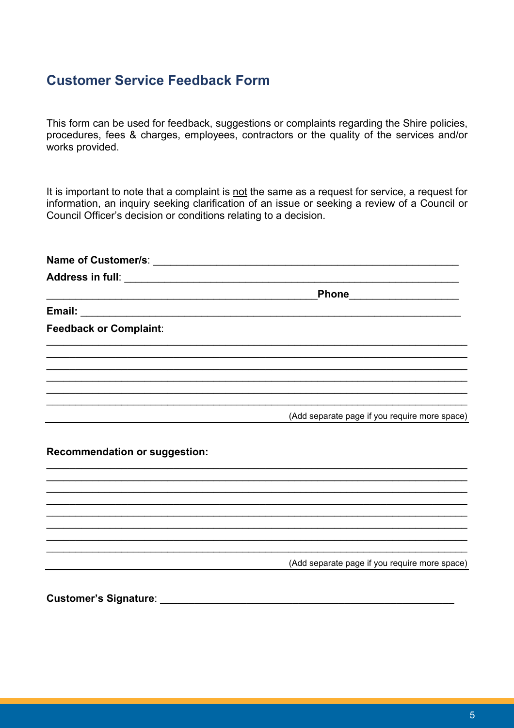## Customer Service Feedback Form

This form can be used for feedback, suggestions or complaints regarding the Shire policies, procedures, fees & charges, employees, contractors or the quality of the services and/or works provided.

It is important to note that a complaint is not the same as a request for service, a request for information, an inquiry seeking clarification of an issue or seeking a review of a Council or Council Officer's decision or conditions relating to a decision.

**Name of Customer/s**: ______________________________________________________

**Address in full**: _________________________________________________________

_______________________________________________**Phone**___________________

**Email:** ________________________________________________________________

**Feedback or Complaint**:

_______________________________________________________________________

_______________________________________________________________________

_______________________________________________________________________

_______________________________________________________________________

_______________________________________________________________________

_______________________________________________________________________

(Add separate page if you require more space)

**Recommendation or suggestion:**

_______________________________________________________________________

_______________________________________________________________________

_______________________________________________________________________

_______________________________________________________________________

_______________________________________________________________________

_______________________________________________________________________

_______________________________________________________________________

_______________________________________________________________________

(Add separate page if you require more space)

**Customer's Signature**: _____________________________________________________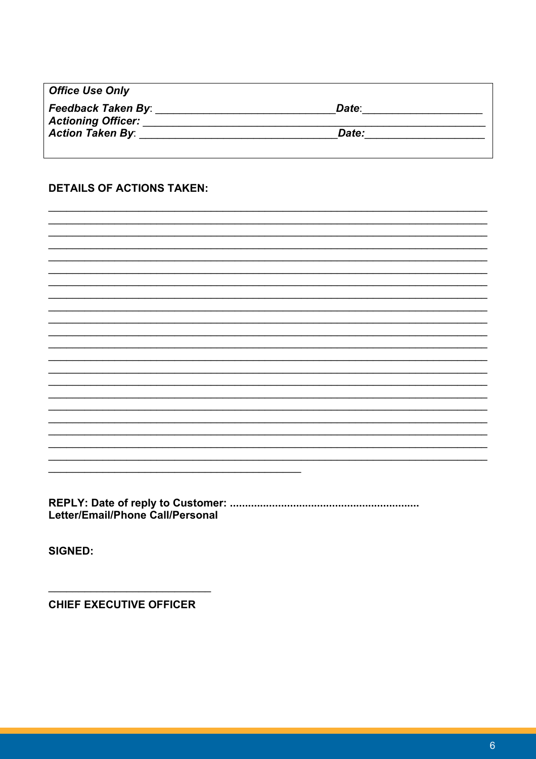| *Office Use Only* | |
|---|---|
| ***Feedback Taken By***: ______________________________ | ***Date***:____________________ |
| ***Actioning Officer:*** ________________________________________________ | |
| ***Action Taken By***: ________________________________ | ***Date:***____________________ |

**DETAILS OF ACTIONS TAKEN:**

________________________________________________________________________
________________________________________________________________________
________________________________________________________________________
________________________________________________________________________
________________________________________________________________________
________________________________________________________________________
________________________________________________________________________
________________________________________________________________________
________________________________________________________________________
________________________________________________________________________
________________________________________________________________________
________________________________________________________________________
________________________________________________________________________
________________________________________________________________________
________________________________________________________________________
________________________________________________________________________
________________________________________________________________________
________________________________________________________________________
________________________________________________________________________
________________________________________________________________________
________________________________________________________________________
__________________________________________

**REPLY: Date of reply to Customer: ............................................................**
**Letter/Email/Phone Call/Personal**

**SIGNED:**

___________________________
**CHIEF EXECUTIVE OFFICER**